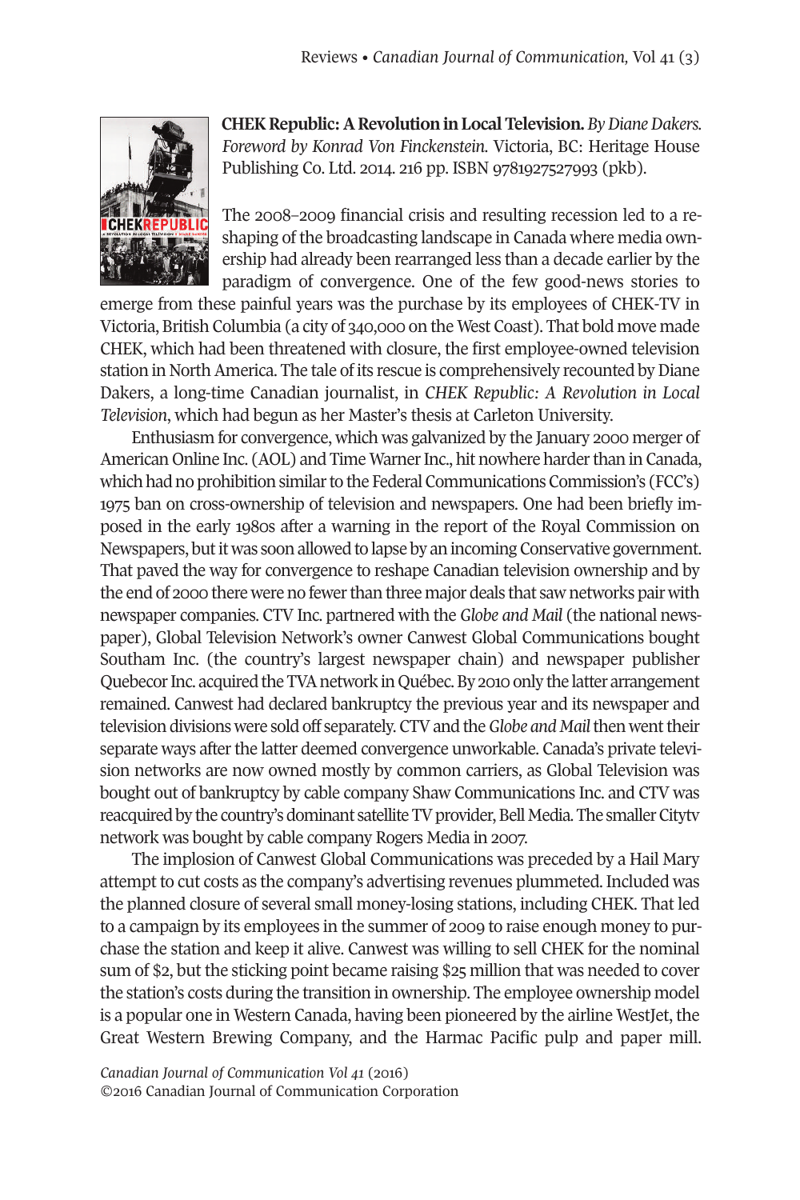**CHEK Republic: A Revolution in Local Television.** *By Diane Dakers. Foreword by Konrad Von Finckenstein.* Victoria, BC: Heritage House Publishing Co. Ltd. 2014. 216 pp. ISBN 9781927527993 (pkb).

The 2008–2009 financial crisis and resulting recession led to a reshaping of the broadcasting landscape in Canada where media ownership had already been rearranged less than a decade earlier by the paradigm of convergence. One of the few good-news stories to emerge from these painful years was the purchase by its employees of CHEK-TV in Victoria, British Columbia (a city of 340,000 on the West Coast). That bold move made CHEK, which had been threatened with closure, the first employee-owned television station in North America. The tale of its rescue is comprehensively recounted by Diane Dakers, a long-time Canadian journalist, in *CHEK Republic: A Revolution in Local Television*, which had begun as her Master's thesis at Carleton University.

Enthusiasm for convergence, which was galvanized by the January 2000 merger of American Online Inc. (AOL) and Time Warner Inc., hit nowhere harder than in Canada, which had no prohibition similar to the Federal Communications Commission's (FCC's) 1975 ban on cross-ownership of television and newspapers. One had been briefly imposed in the early 1980s after a warning in the report of the Royal Commission on Newspapers, but it was soon allowed to lapse by an incoming Conservative government. That paved the way for convergence to reshape Canadian television ownership and by the end of 2000 there were no fewer than three major deals that saw networks pair with newspaper companies. CTV Inc. partnered with the *Globe and Mail* (the national newspaper), Global Television Network's owner Canwest Global Communications bought Southam Inc. (the country's largest newspaper chain) and newspaper publisher Quebecor Inc. acquired the TVA network in Québec. By 2010 only the latter arrangement remained. Canwest had declared bankruptcy the previous year and its newspaper and television divisions were sold off separately. CTV and the *Globe and Mail* then went their separate ways after the latter deemed convergence unworkable. Canada's private television networks are now owned mostly by common carriers, as Global Television was bought out of bankruptcy by cable company Shaw Communications Inc. and CTV was reacquired by the country's dominant satellite TV provider, Bell Media. The smaller Citytv network was bought by cable company Rogers Media in 2007.

The implosion of Canwest Global Communications was preceded by a Hail Mary attempt to cut costs as the company's advertising revenues plummeted. Included was the planned closure of several small money-losing stations, including CHEK. That led to a campaign by its employees in the summer of 2009 to raise enough money to purchase the station and keep it alive. Canwest was willing to sell CHEK for the nominal sum of $2, but the sticking point became raising $25 million that was needed to cover the station's costs during the transition in ownership. The employee ownership model is a popular one in Western Canada, having been pioneered by the airline WestJet, the Great Western Brewing Company, and the Harmac Pacific pulp and paper mill.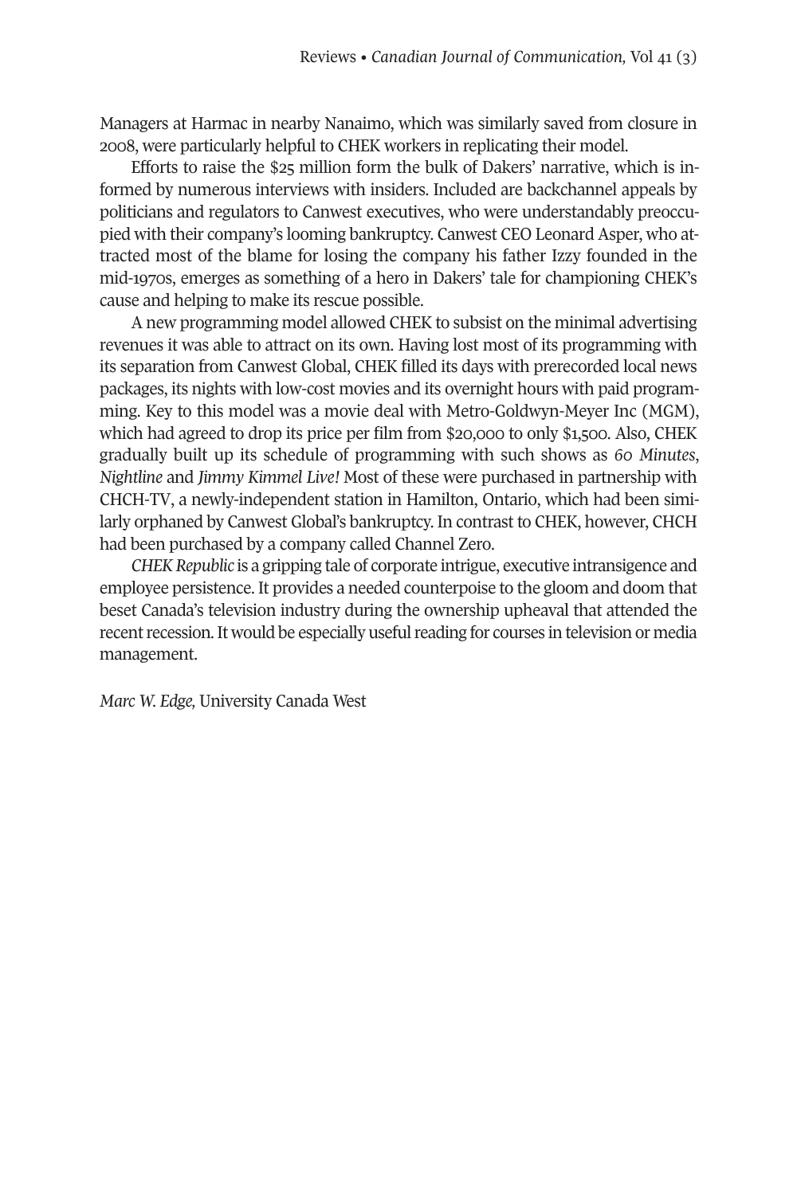Managers at Harmac in nearby Nanaimo, which was similarly saved from closure in 2008, were particularly helpful to CHEK workers in replicating their model.

Efforts to raise the $25 million form the bulk of Dakers' narrative, which is informed by numerous interviews with insiders. Included are backchannel appeals by politicians and regulators to Canwest executives, who were understandably preoccupied with their company's looming bankruptcy. Canwest CEO Leonard Asper, who attracted most of the blame for losing the company his father Izzy founded in the mid-1970s, emerges as something of a hero in Dakers' tale for championing CHEK's cause and helping to make its rescue possible.

A new programming model allowed CHEK to subsist on the minimal advertising revenues it was able to attract on its own. Having lost most of its programming with its separation from Canwest Global, CHEK filled its days with prerecorded local news packages, its nights with low-cost movies and its overnight hours with paid programming. Key to this model was a movie deal with Metro-Goldwyn-Meyer Inc (MGM), which had agreed to drop its price per film from $20,000 to only $1,500. Also, CHEK gradually built up its schedule of programming with such shows as *60 Minutes*, *Nightline* and *Jimmy Kimmel Live!* Most of these were purchased in partnership with CHCH-TV, a newly-independent station in Hamilton, Ontario, which had been similarly orphaned by Canwest Global's bankruptcy. In contrast to CHEK, however, CHCH had been purchased by a company called Channel Zero.

*CHEK Republic* is a gripping tale of corporate intrigue, executive intransigence and employee persistence. It provides a needed counterpoise to the gloom and doom that beset Canada's television industry during the ownership upheaval that attended the recent recession. It would be especially useful reading for courses in television or media management.

*Marc W. Edge,* University Canada West